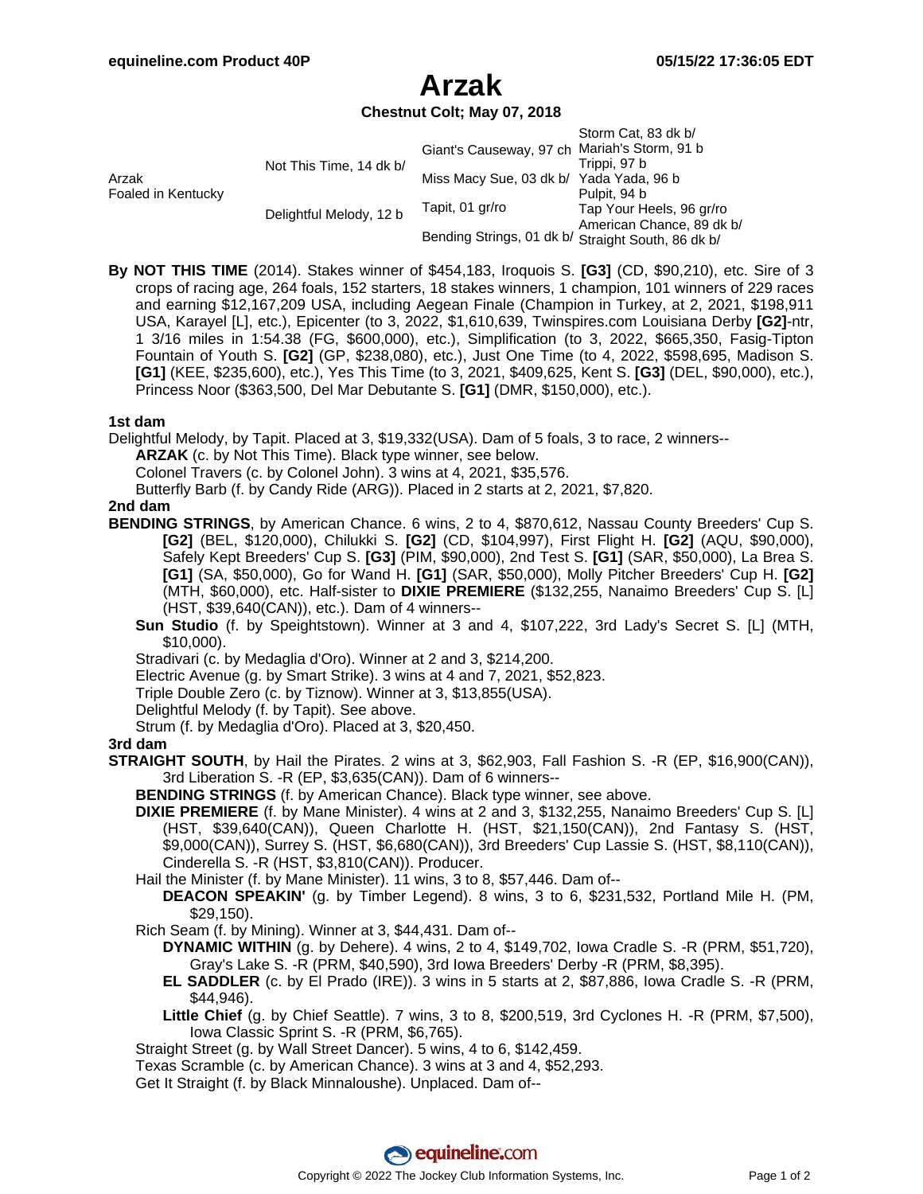# Arzak

**Chestnut Colt; May 07, 2018**

| | | | |
|---|---|---|---|
| Arzak<br>Foaled in Kentucky | Not This Time, 14 dk b/ | Giant's Causeway, 97 ch | Storm Cat, 83 dk b/ |
| | | | Mariah's Storm, 91 b |
| | | Miss Macy Sue, 03 dk b/ | Trippi, 97 b |
| | | | Yada Yada, 96 b |
| | Delightful Melody, 12 b | Tapit, 01 gr/ro | Pulpit, 94 b |
| | | | Tap Your Heels, 96 gr/ro |
| | | Bending Strings, 01 dk b/ | American Chance, 89 dk b/ |
| | | | Straight South, 86 dk b/ |

**By NOT THIS TIME** (2014). Stakes winner of $454,183, Iroquois S. **[G3]** (CD, $90,210), etc. Sire of 3 crops of racing age, 264 foals, 152 starters, 18 stakes winners, 1 champion, 101 winners of 229 races and earning $12,167,209 USA, including Aegean Finale (Champion in Turkey, at 2, 2021, $198,911 USA, Karayel [L], etc.), Epicenter (to 3, 2022, $1,610,639, Twinspires.com Louisiana Derby **[G2]**-ntr, 1 3/16 miles in 1:54.38 (FG, $600,000), etc.), Simplification (to 3, 2022, $665,350, Fasig-Tipton Fountain of Youth S. **[G2]** (GP, $238,080), etc.), Just One Time (to 4, 2022, $598,695, Madison S. **[G1]** (KEE, $235,600), etc.), Yes This Time (to 3, 2021, $409,625, Kent S. **[G3]** (DEL, $90,000), etc.), Princess Noor ($363,500, Del Mar Debutante S. **[G1]** (DMR, $150,000), etc.).

### 1st dam

Delightful Melody, by Tapit. Placed at 3, $19,332(USA). Dam of 5 foals, 3 to race, 2 winners--

- **ARZAK** (c. by Not This Time). Black type winner, see below.
- Colonel Travers (c. by Colonel John). 3 wins at 4, 2021, $35,576.
- Butterfly Barb (f. by Candy Ride (ARG)). Placed in 2 starts at 2, 2021, $7,820.

### 2nd dam

**BENDING STRINGS**, by American Chance. 6 wins, 2 to 4, $870,612, Nassau County Breeders' Cup S. **[G2]** (BEL, $120,000), Chilukki S. **[G2]** (CD, $104,997), First Flight H. **[G2]** (AQU, $90,000), Safely Kept Breeders' Cup S. **[G3]** (PIM, $90,000), 2nd Test S. **[G1]** (SAR, $50,000), La Brea S. **[G1]** (SA, $50,000), Go for Wand H. **[G1]** (SAR, $50,000), Molly Pitcher Breeders' Cup H. **[G2]** (MTH, $60,000), etc. Half-sister to **DIXIE PREMIERE** ($132,255, Nanaimo Breeders' Cup S. [L] (HST, $39,640(CAN)), etc.). Dam of 4 winners--

- **Sun Studio** (f. by Speightstown). Winner at 3 and 4, $107,222, 3rd Lady's Secret S. [L] (MTH, $10,000).
- Stradivari (c. by Medaglia d'Oro). Winner at 2 and 3, $214,200.
- Electric Avenue (g. by Smart Strike). 3 wins at 4 and 7, 2021, $52,823.
- Triple Double Zero (c. by Tiznow). Winner at 3, $13,855(USA).
- Delightful Melody (f. by Tapit). See above.
- Strum (f. by Medaglia d'Oro). Placed at 3, $20,450.

### 3rd dam

**STRAIGHT SOUTH**, by Hail the Pirates. 2 wins at 3, $62,903, Fall Fashion S. -R (EP, $16,900(CAN)), 3rd Liberation S. -R (EP, $3,635(CAN)). Dam of 6 winners--

- **BENDING STRINGS** (f. by American Chance). Black type winner, see above.
- **DIXIE PREMIERE** (f. by Mane Minister). 4 wins at 2 and 3, $132,255, Nanaimo Breeders' Cup S. [L] (HST, $39,640(CAN)), Queen Charlotte H. (HST, $21,150(CAN)), 2nd Fantasy S. (HST, $9,000(CAN)), Surrey S. (HST, $6,680(CAN)), 3rd Breeders' Cup Lassie S. (HST, $8,110(CAN)), Cinderella S. -R (HST, $3,810(CAN)). Producer.
- Hail the Minister (f. by Mane Minister). 11 wins, 3 to 8, $57,446. Dam of--
  - **DEACON SPEAKIN'** (g. by Timber Legend). 8 wins, 3 to 6, $231,532, Portland Mile H. (PM, $29,150).
- Rich Seam (f. by Mining). Winner at 3, $44,431. Dam of--
  - **DYNAMIC WITHIN** (g. by Dehere). 4 wins, 2 to 4, $149,702, Iowa Cradle S. -R (PRM, $51,720), Gray's Lake S. -R (PRM, $40,590), 3rd Iowa Breeders' Derby -R (PRM, $8,395).
  - **EL SADDLER** (c. by El Prado (IRE)). 3 wins in 5 starts at 2, $87,886, Iowa Cradle S. -R (PRM, $44,946).
  - **Little Chief** (g. by Chief Seattle). 7 wins, 3 to 8, $200,519, 3rd Cyclones H. -R (PRM, $7,500), Iowa Classic Sprint S. -R (PRM, $6,765).
- Straight Street (g. by Wall Street Dancer). 5 wins, 4 to 6, $142,459.
- Texas Scramble (c. by American Chance). 3 wins at 3 and 4, $52,293.
- Get It Straight (f. by Black Minnaloushe). Unplaced. Dam of--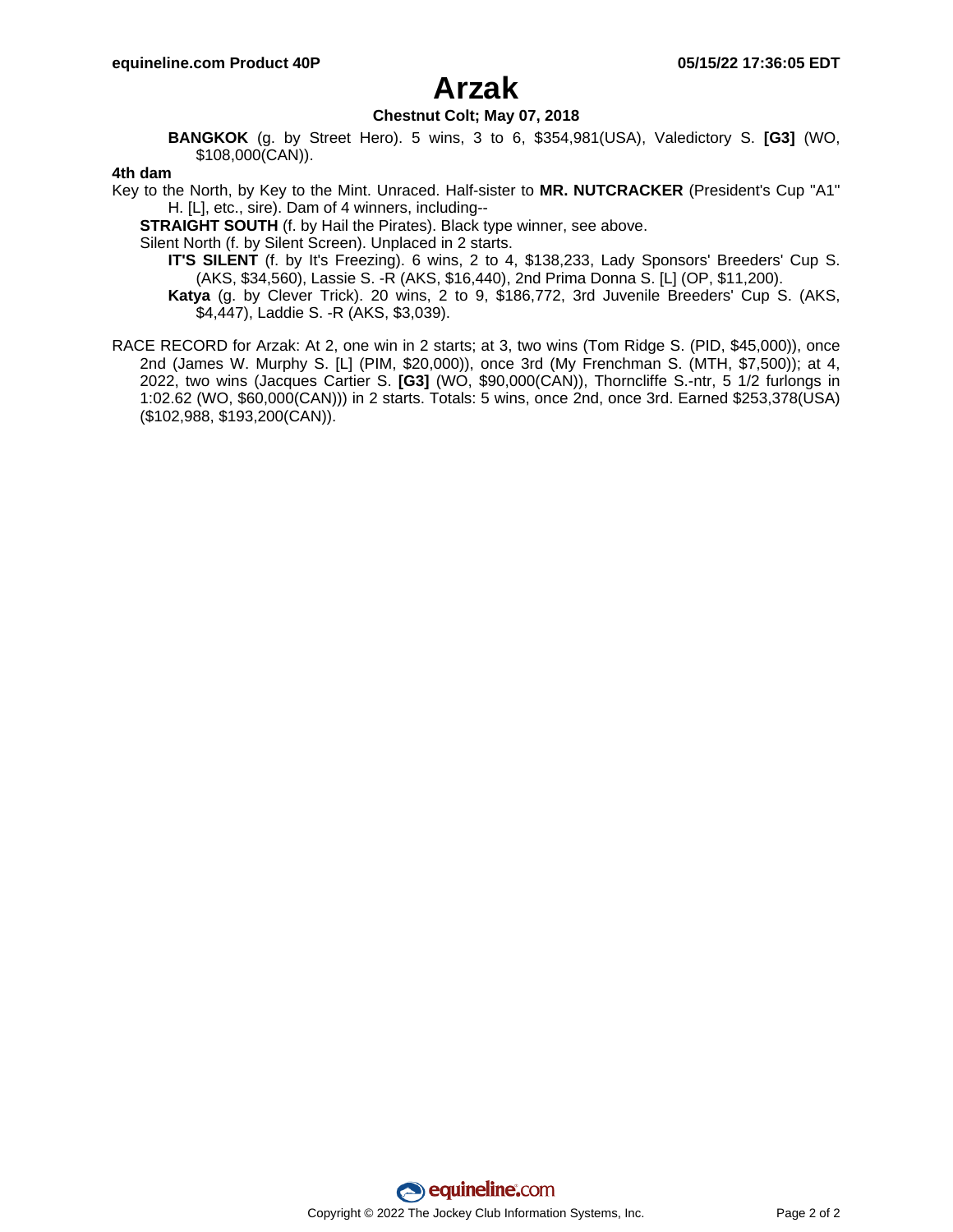# Arzak

**Chestnut Colt; May 07, 2018**

**BANGKOK** (g. by Street Hero). 5 wins, 3 to 6, $354,981(USA), Valedictory S. **[G3]** (WO, $108,000(CAN)).

**4th dam**

Key to the North, by Key to the Mint. Unraced. Half-sister to **MR. NUTCRACKER** (President's Cup "A1" H. [L], etc., sire). Dam of 4 winners, including--

**STRAIGHT SOUTH** (f. by Hail the Pirates). Black type winner, see above.

Silent North (f. by Silent Screen). Unplaced in 2 starts.

**IT'S SILENT** (f. by It's Freezing). 6 wins, 2 to 4, $138,233, Lady Sponsors' Breeders' Cup S. (AKS, $34,560), Lassie S. -R (AKS, $16,440), 2nd Prima Donna S. [L] (OP, $11,200).

**Katya** (g. by Clever Trick). 20 wins, 2 to 9, $186,772, 3rd Juvenile Breeders' Cup S. (AKS, $4,447), Laddie S. -R (AKS, $3,039).

RACE RECORD for Arzak: At 2, one win in 2 starts; at 3, two wins (Tom Ridge S. (PID, $45,000)), once 2nd (James W. Murphy S. [L] (PIM, $20,000)), once 3rd (My Frenchman S. (MTH, $7,500)); at 4, 2022, two wins (Jacques Cartier S. **[G3]** (WO, $90,000(CAN)), Thorncliffe S.-ntr, 5 1/2 furlongs in 1:02.62 (WO, $60,000(CAN))) in 2 starts. Totals: 5 wins, once 2nd, once 3rd. Earned $253,378(USA) ($102,988, $193,200(CAN)).